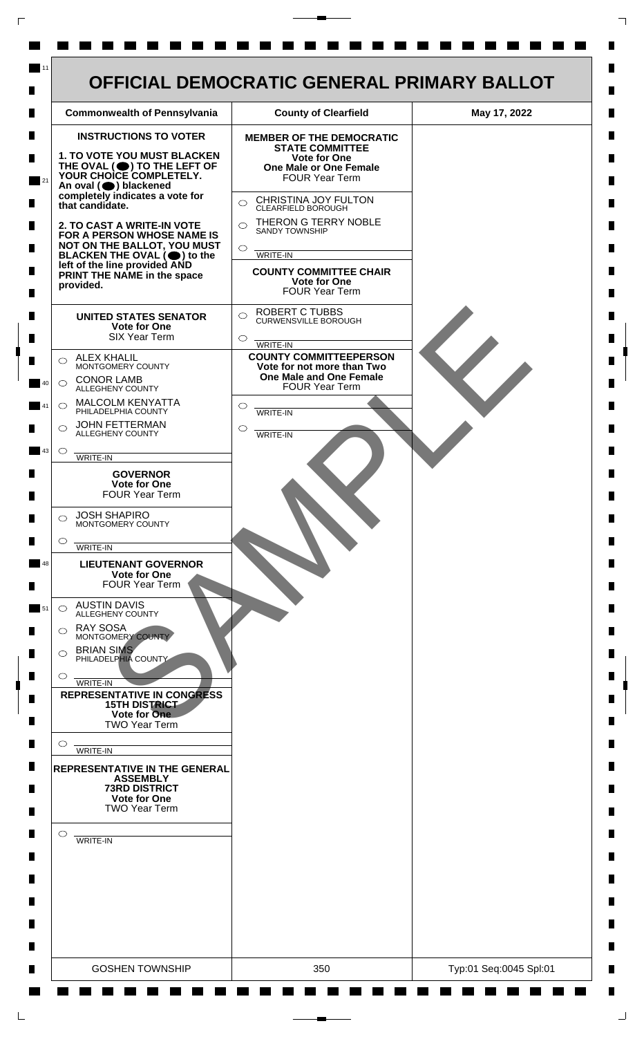# OFFICIAL DEMOCRATIC GENERAL PRIMARY BALLOT

| Commonwealth of Pennsylvania | County of Clearfield | May 17, 2022 |
| --- | --- | --- |

## INSTRUCTIONS TO VOTER

**1. TO VOTE YOU MUST BLACKEN THE OVAL (⬬) TO THE LEFT OF YOUR CHOICE COMPLETELY.** An oval (⬬) blackened completely indicates a vote for that candidate.

**2. TO CAST A WRITE-IN VOTE FOR A PERSON WHOSE NAME IS NOT ON THE BALLOT, YOU MUST BLACKEN THE OVAL (⬬) to the left of the line provided AND PRINT THE NAME in the space provided.**

### UNITED STATES SENATOR
**Vote for One**
SIX Year Term

- ○ ALEX KHALIL — MONTGOMERY COUNTY
- ○ CONOR LAMB — ALLEGHENY COUNTY
- ○ MALCOLM KENYATTA — PHILADELPHIA COUNTY
- ○ JOHN FETTERMAN — ALLEGHENY COUNTY
- ○ ________ WRITE-IN

### GOVERNOR
**Vote for One**
FOUR Year Term

- ○ JOSH SHAPIRO — MONTGOMERY COUNTY
- ○ ________ WRITE-IN

### LIEUTENANT GOVERNOR
**Vote for One**
FOUR Year Term

- ○ AUSTIN DAVIS — ALLEGHENY COUNTY
- ○ RAY SOSA — MONTGOMERY COUNTY
- ○ BRIAN SIMS — PHILADELPHIA COUNTY
- ○ ________ WRITE-IN

### REPRESENTATIVE IN CONGRESS
**15TH DISTRICT**
**Vote for One**
TWO Year Term

- ○ ________ WRITE-IN

### REPRESENTATIVE IN THE GENERAL ASSEMBLY
**73RD DISTRICT**
**Vote for One**
TWO Year Term

- ○ ________ WRITE-IN

### MEMBER OF THE DEMOCRATIC STATE COMMITTEE
**Vote for One**
**One Male or One Female**
FOUR Year Term

- ○ CHRISTINA JOY FULTON — CLEARFIELD BOROUGH
- ○ THERON G TERRY NOBLE — SANDY TOWNSHIP
- ○ ________ WRITE-IN

### COUNTY COMMITTEE CHAIR
**Vote for One**
FOUR Year Term

- ○ ROBERT C TUBBS — CURWENSVILLE BOROUGH
- ○ ________ WRITE-IN

### COUNTY COMMITTEEPERSON
**Vote for not more than Two**
**One Male and One Female**
FOUR Year Term

- ○ ________ WRITE-IN
- ○ ________ WRITE-IN

SAMPLE

| GOSHEN TOWNSHIP | 350 | Typ:01 Seq:0045 Spl:01 |
| --- | --- | --- |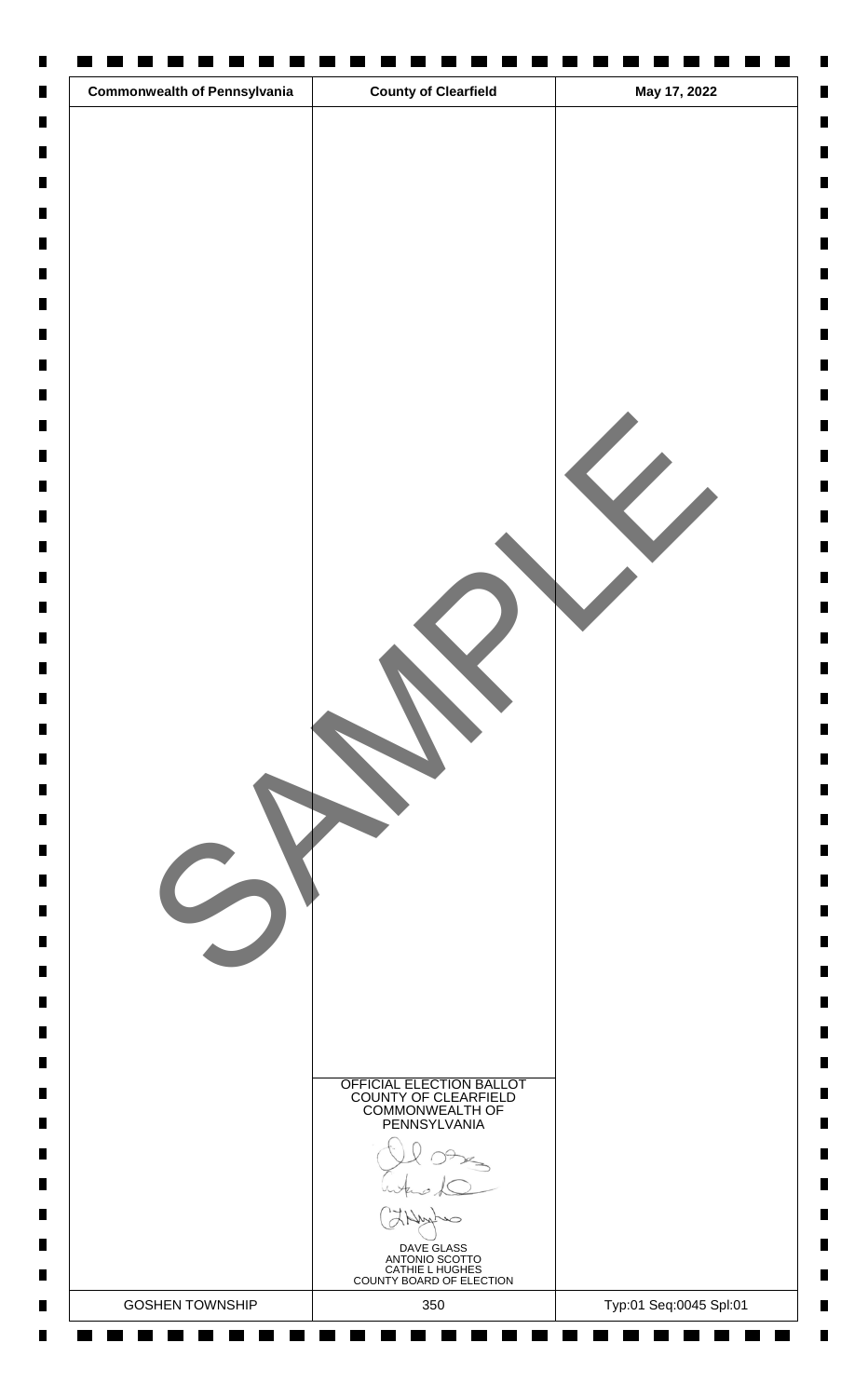| Commonwealth of Pennsylvania | County of Clearfield | May 17, 2022 |
| --- | --- | --- |

SAMPLE

OFFICIAL ELECTION BALLOT
COUNTY OF CLEARFIELD
COMMONWEALTH OF
PENNSYLVANIA

DAVE GLASS
ANTONIO SCOTTO
CATHIE L HUGHES
COUNTY BOARD OF ELECTION

| GOSHEN TOWNSHIP | 350 | Typ:01 Seq:0045 Spl:01 |
| --- | --- | --- |